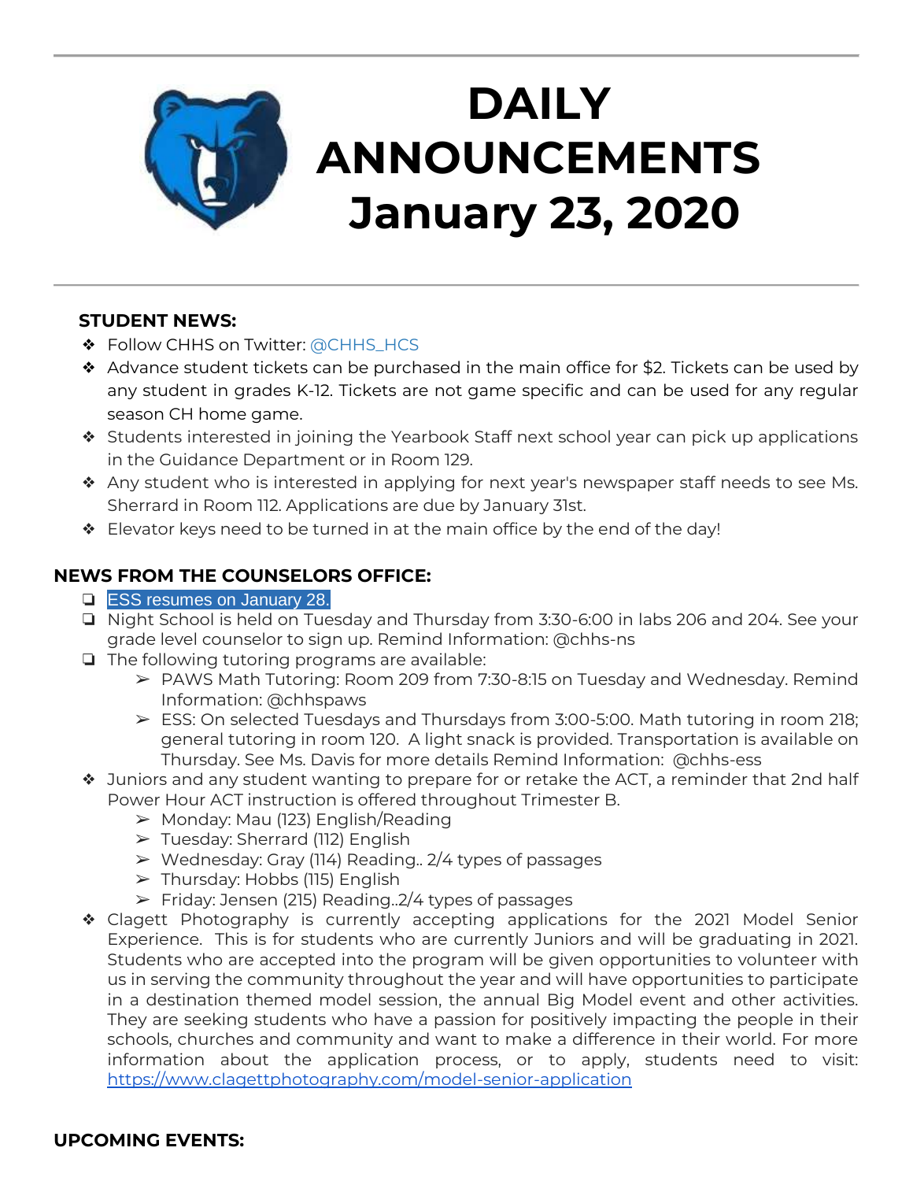# DAILY ANNOUNCEMENTS January 23, 2020

### STUDENT NEWS:

- Follow CHHS on Twitter: @CHHS_HCS
- Advance student tickets can be purchased in the main office for $2. Tickets can be used by any student in grades K-12. Tickets are not game specific and can be used for any regular season CH home game.
- Students interested in joining the Yearbook Staff next school year can pick up applications in the Guidance Department or in Room 129.
- Any student who is interested in applying for next year's newspaper staff needs to see Ms. Sherrard in Room 112. Applications are due by January 31st.
- Elevator keys need to be turned in at the main office by the end of the day!

### NEWS FROM THE COUNSELORS OFFICE:

- ESS resumes on January 28.
- Night School is held on Tuesday and Thursday from 3:30-6:00 in labs 206 and 204. See your grade level counselor to sign up. Remind Information: @chhs-ns
- The following tutoring programs are available:
  - PAWS Math Tutoring: Room 209 from 7:30-8:15 on Tuesday and Wednesday. Remind Information: @chhspaws
  - ESS: On selected Tuesdays and Thursdays from 3:00-5:00. Math tutoring in room 218; general tutoring in room 120. A light snack is provided. Transportation is available on Thursday. See Ms. Davis for more details Remind Information: @chhs-ess
- Juniors and any student wanting to prepare for or retake the ACT, a reminder that 2nd half Power Hour ACT instruction is offered throughout Trimester B.
  - Monday: Mau (123) English/Reading
  - Tuesday: Sherrard (112) English
  - Wednesday: Gray (114) Reading.. 2/4 types of passages
  - Thursday: Hobbs (115) English
  - Friday: Jensen (215) Reading..2/4 types of passages
- Clagett Photography is currently accepting applications for the 2021 Model Senior Experience. This is for students who are currently Juniors and will be graduating in 2021. Students who are accepted into the program will be given opportunities to volunteer with us in serving the community throughout the year and will have opportunities to participate in a destination themed model session, the annual Big Model event and other activities. They are seeking students who have a passion for positively impacting the people in their schools, churches and community and want to make a difference in their world. For more information about the application process, or to apply, students need to visit: https://www.clagettphotography.com/model-senior-application

### UPCOMING EVENTS: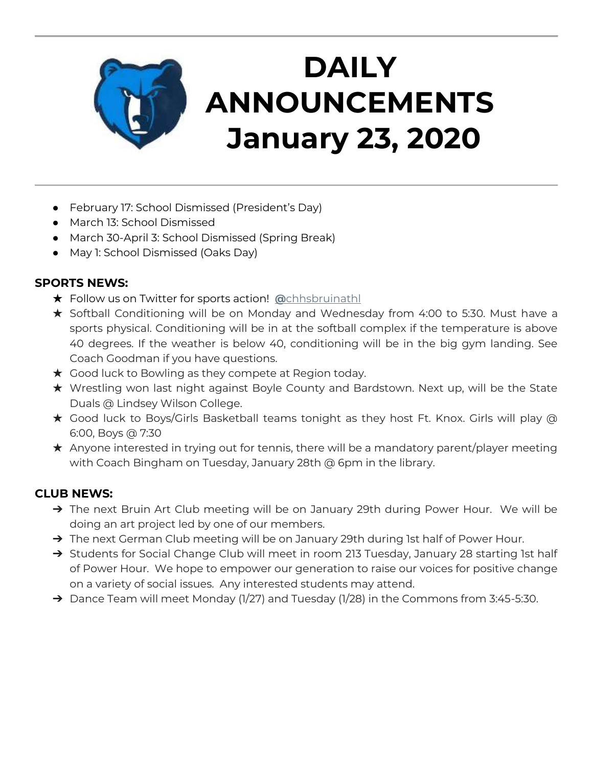# DAILY ANNOUNCEMENTS January 23, 2020

- February 17: School Dismissed (President's Day)
- March 13: School Dismissed
- March 30-April 3: School Dismissed (Spring Break)
- May 1: School Dismissed (Oaks Day)

**SPORTS NEWS:**

- Follow us on Twitter for sports action! **@**chhsbruinathl
- Softball Conditioning will be on Monday and Wednesday from 4:00 to 5:30. Must have a sports physical. Conditioning will be in at the softball complex if the temperature is above 40 degrees. If the weather is below 40, conditioning will be in the big gym landing. See Coach Goodman if you have questions.
- Good luck to Bowling as they compete at Region today.
- Wrestling won last night against Boyle County and Bardstown. Next up, will be the State Duals @ Lindsey Wilson College.
- Good luck to Boys/Girls Basketball teams tonight as they host Ft. Knox. Girls will play @ 6:00, Boys @ 7:30
- Anyone interested in trying out for tennis, there will be a mandatory parent/player meeting with Coach Bingham on Tuesday, January 28th @ 6pm in the library.

**CLUB NEWS:**

- The next Bruin Art Club meeting will be on January 29th during Power Hour. We will be doing an art project led by one of our members.
- The next German Club meeting will be on January 29th during 1st half of Power Hour.
- Students for Social Change Club will meet in room 213 Tuesday, January 28 starting 1st half of Power Hour. We hope to empower our generation to raise our voices for positive change on a variety of social issues. Any interested students may attend.
- Dance Team will meet Monday (1/27) and Tuesday (1/28) in the Commons from 3:45-5:30.